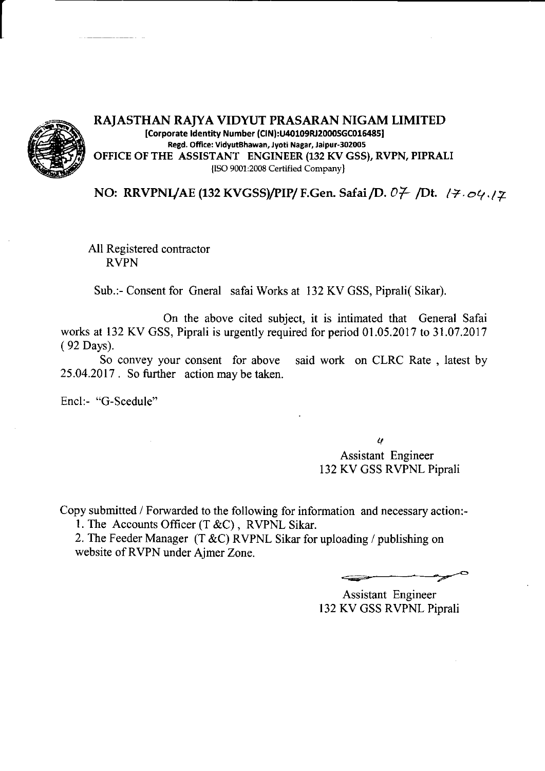# RAJASTHAN RAJYA VIDYUT PRASARAN NIGAM LIMITED

**[Corporate Identity Number (CIN):U40109RJ2000SGC016485]**

**Regd. Office: VidyutBhawan, Jyoti Nagar, Jaipur-302005**

**OFFICE OF THE ASSISTANT ENGINEER (132 KV GSS), RVPN, PIPRALI**

(ISO 9001:2008 Certified Company)

**NO: RRVPNL/AE (132 KVGSS)/PIP/ F.Gen. Safai /D. 07 /Dt. 17.04.17**

All Registered contractor
RVPN

Sub.:- Consent for Gneral safai Works at 132 KV GSS, Piprali( Sikar).

On the above cited subject, it is intimated that General Safai works at 132 KV GSS, Piprali is urgently required for period 01.05.2017 to 31.07.2017 ( 92 Days).

So convey your consent for above said work on CLRC Rate , latest by 25.04.2017 . So further action may be taken.

Encl:- "G-Scedule"

Assistant Engineer
132 KV GSS RVPNL Piprali

Copy submitted / Forwarded to the following for information and necessary action:-

1. The Accounts Officer (T &C) , RVPNL Sikar.
2. The Feeder Manager (T &C) RVPNL Sikar for uploading / publishing on website of RVPN under Ajmer Zone.

Assistant Engineer
132 KV GSS RVPNL Piprali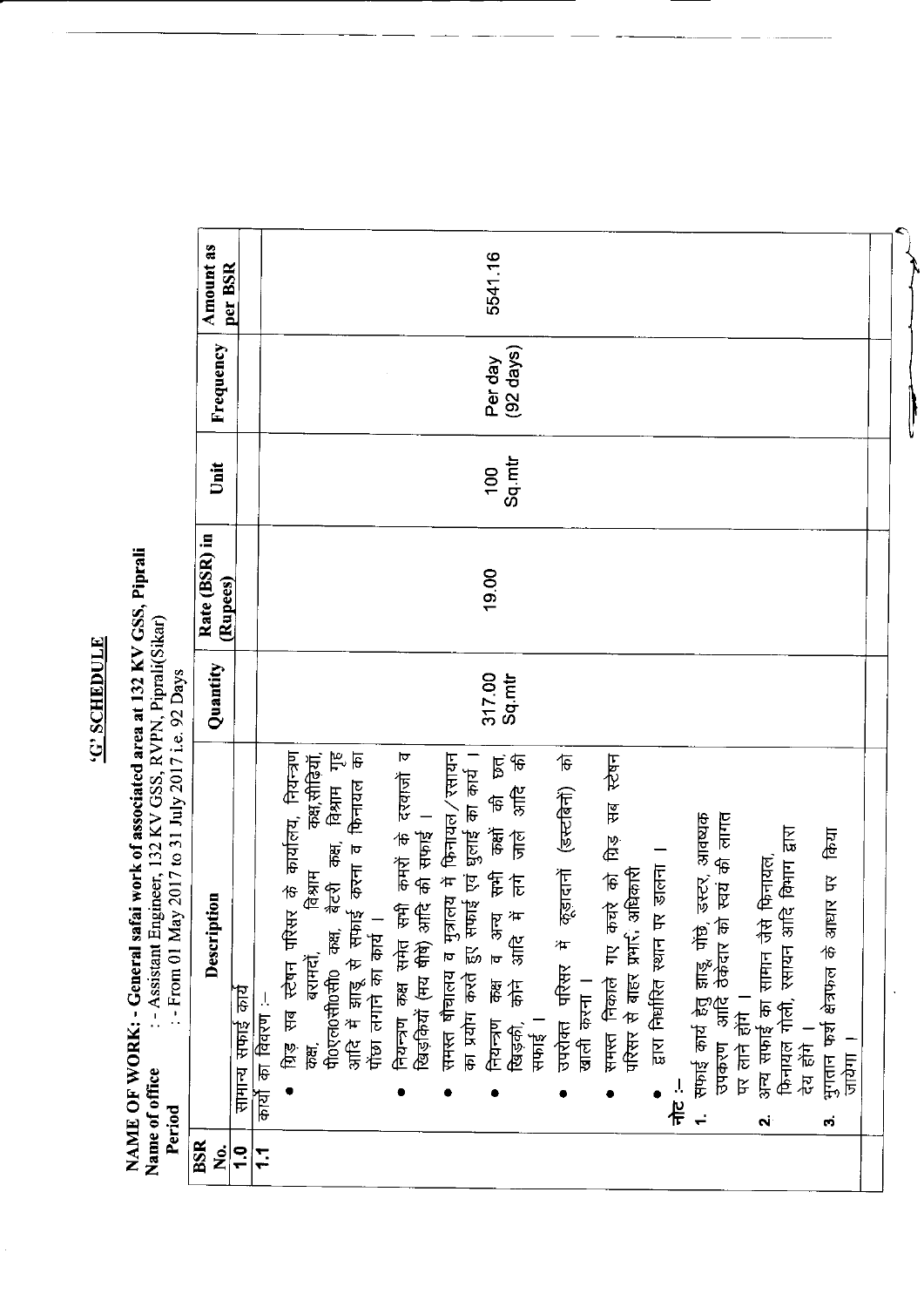# 'G' SCHEDULE

**NAME OF WORK: - General safai work of associated area at 132 KV GSS, Piprali**

**Name of office** : - Assistant Engineer, 132 KV GSS, RVPN, Piprali(Sikar)

**Period** : - From 01 May 2017 to 31 July 2017 i.e. 92 Days

| BSR No. | Description | Quantity | Rate (BSR) in (Rupees) | Unit | Frequency | Amount as per BSR |
|---|---|---|---|---|---|---|
| 1.0 | सामान्य सफाई कार्य | | | | | |
| 1.1 | कार्यों का विवरण :-<br>• ग्रिड सब स्टेशन परिसर के कार्यालय, नियन्त्रण कक्ष, बरामदों, विश्राम कक्ष,सीढ़ियों, पी०एल०सी०सी० कक्ष, बैटरी कक्ष, विश्राम गृह आदि में झाडू से सफाई करना व फिनायल का पौंछा लगाने का कार्य ।<br>• नियन्त्रण कक्ष समेत सभी कमरों के दरवाजों व खिड़कियों (मय शीशे) आदि की सफाई ।<br>• समस्त शौचालय व मुत्रालय में फिनायल/रसायन का प्रयोग करते हुए सफाई एवं धुलाई का कार्य ।<br>• नियन्त्रण कक्ष व अन्य सभी कक्षों की छत, खिड़की, कोने आदि में लगे जाले आदि की सफाई ।<br>• उपरोक्त परिसर में कूड़ादानों (डस्टबिनों) को खाली करना ।<br>• समस्त निकाले गए कचरे को ग्रिड सब स्टेशन परिसर से बाहर प्रभारी, अधिकारी<br>• द्वारा निर्धारित स्थान पर डालना ।<br>**नोट :-**<br>1. सफाई कार्य हेतु झाडू, पोंछे, डस्टर, आवश्यक उपकरण आदि ठेकेदार को स्वयं की लागत पर लाने होंगे ।<br>2. अन्य सफाई का सामान जैसे फिनायल, फिनायल गोली, रसायन आदि विभाग द्वारा देय होंगे ।<br>3. भुगतान फर्श क्षेत्रफल के आधार पर किया जायेगा । | 317.00 Sq.mtr | 19.00 | 100 Sq.mtr | Per day (92 days) | 5541.16 |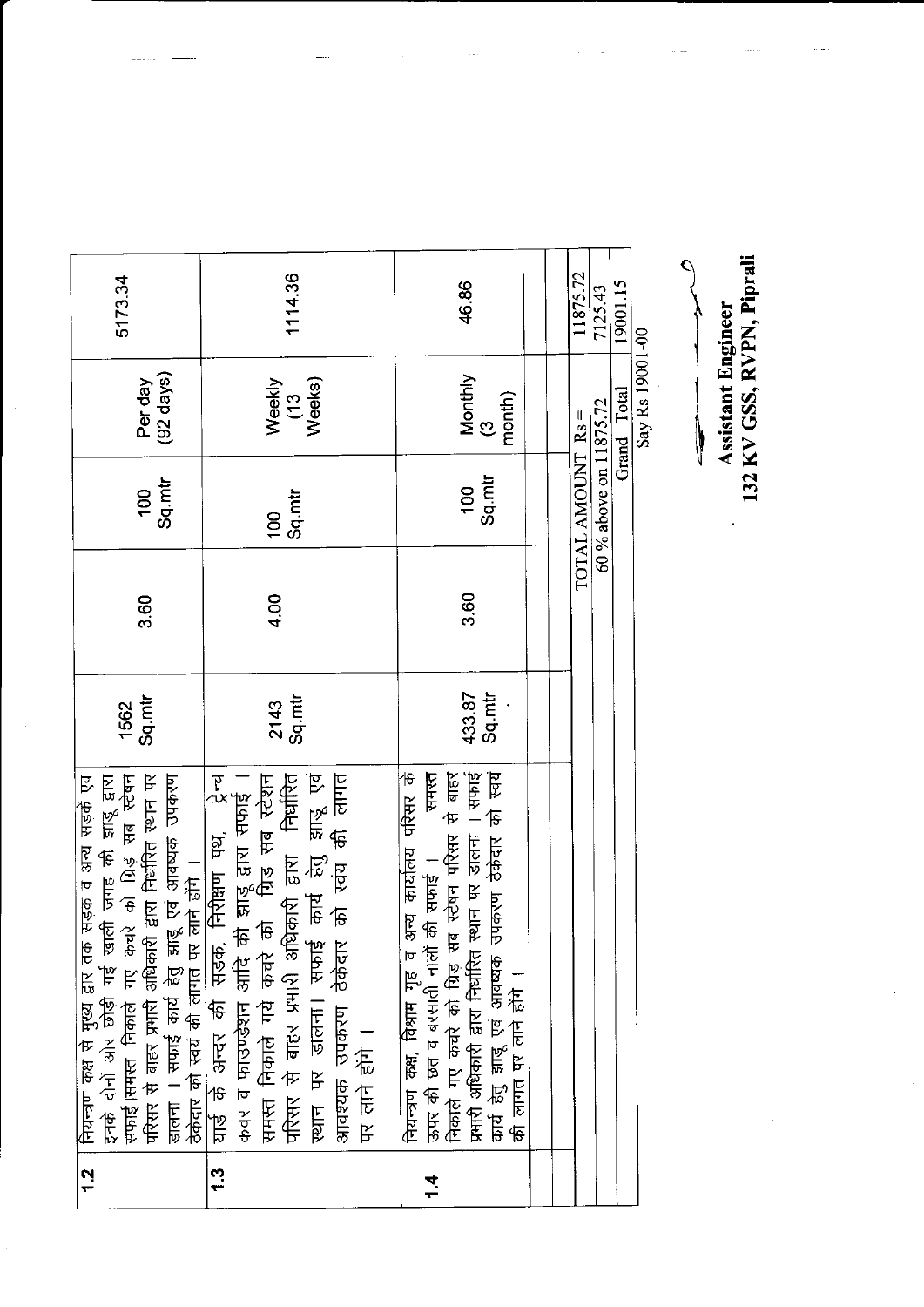| | | | | | | |
|---|---|---|---|---|---|---|
| 1.2 | नियन्त्रण कक्ष से मुख्य द्वार तक सड़क व अन्य सड़कें एवं इनके दोनों ओर छोड़ी गई खाली जगह की झाड़ू द्वारा सफाई (समस्त निकाले गए कचरे को ग्रिड सब स्टेषन परिसर से बाहर प्रभारी अधिकारी द्वारा निर्धारित स्थान पर डालना । सफाई कार्य हेतु झाडू एवं आवष्यक उपकरण ठेकेदार को स्वयं की लागत पर लाने होंगे । | 1562 Sq.mtr | 3.60 | 100 Sq.mtr | Per day (92 days) | 5173.34 |
| 1.3 | यार्ड के अन्दर की सडक, निरीक्षण पथ, ट्रेन्च कवर व फाउण्डेशन आदि की झाडू द्वारा सफाई । समस्त निकाले गये कचरे को ग्रिड सब स्टेशन परिसर से बाहर प्रभारी अधिकारी द्वारा निर्धारित स्थान पर डालना। सफाई कार्य हेतु झाडू एवं आवश्यक उपकरण ठेकेदार को स्वंय की लागत पर लाने होंगे । | 2143 Sq.mtr | 4.00 | 100 Sq.mtr | Weekly (13 Weeks) | 1114.36 |
| 1.4 | नियन्त्रण कक्ष, विश्राम गृह व अन्य कार्यालय परिसर के ऊपर की छत व बरसाती नालों की सफाई । समस्त निकाले गए कचरे को ग्रिड सब स्टेषन परिसर से बाहर प्रभारी अधिकारी द्वारा निर्धारित स्थान पर डालना । सफाई कार्य हेतु झाडू एवं आवष्यक उपकरण ठेकेदार को स्वय की लागत पर लाने होंगे । | 433.87 Sq.mtr | 3.60 | 100 Sq.mtr | Monthly (3 month) | 46.86 |
| | | | | | | |
| | | | | | | |
| | | | TOTAL AMOUNT Rs = | | | 11875.72 |
| | | | 60 % above on 11875.72 | | | 7125.43 |
| | | | | Grand Total | | 19001.15 |
| | | | | Say Rs 19001-00 | | |

**Assistant Engineer**
**132 KV GSS, RVPN, Piprali**